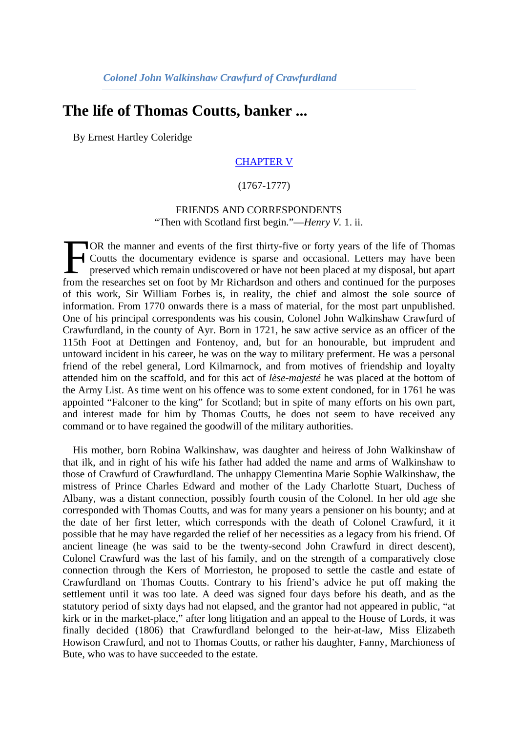*Colonel John Walkinshaw Crawfurd of Crawfurdland*

# The life of Thomas Coutts, banker ...

By Ernest Hartley Coleridge

## CHAPTER V

(1767-1777)

FRIENDS AND CORRESPONDENTS
"Then with Scotland first begin."—*Henry V.* 1. ii.

FOR the manner and events of the first thirty-five or forty years of the life of Thomas Coutts the documentary evidence is sparse and occasional. Letters may have been preserved which remain undiscovered or have not been placed at my disposal, but apart from the researches set on foot by Mr Richardson and others and continued for the purposes of this work, Sir William Forbes is, in reality, the chief and almost the sole source of information. From 1770 onwards there is a mass of material, for the most part unpublished. One of his principal correspondents was his cousin, Colonel John Walkinshaw Crawfurd of Crawfurdland, in the county of Ayr. Born in 1721, he saw active service as an officer of the 115th Foot at Dettingen and Fontenoy, and, but for an honourable, but imprudent and untoward incident in his career, he was on the way to military preferment. He was a personal friend of the rebel general, Lord Kilmarnock, and from motives of friendship and loyalty attended him on the scaffold, and for this act of *lèse-majesté* he was placed at the bottom of the Army List. As time went on his offence was to some extent condoned, for in 1761 he was appointed "Falconer to the king" for Scotland; but in spite of many efforts on his own part, and interest made for him by Thomas Coutts, he does not seem to have received any command or to have regained the goodwill of the military authorities.

His mother, born Robina Walkinshaw, was daughter and heiress of John Walkinshaw of that ilk, and in right of his wife his father had added the name and arms of Walkinshaw to those of Crawfurd of Crawfurdland. The unhappy Clementina Marie Sophie Walkinshaw, the mistress of Prince Charles Edward and mother of the Lady Charlotte Stuart, Duchess of Albany, was a distant connection, possibly fourth cousin of the Colonel. In her old age she corresponded with Thomas Coutts, and was for many years a pensioner on his bounty; and at the date of her first letter, which corresponds with the death of Colonel Crawfurd, it it possible that he may have regarded the relief of her necessities as a legacy from his friend. Of ancient lineage (he was said to be the twenty-second John Crawfurd in direct descent), Colonel Crawfurd was the last of his family, and on the strength of a comparatively close connection through the Kers of Morrieston, he proposed to settle the castle and estate of Crawfurdland on Thomas Coutts. Contrary to his friend's advice he put off making the settlement until it was too late. A deed was signed four days before his death, and as the statutory period of sixty days had not elapsed, and the grantor had not appeared in public, "at kirk or in the market-place," after long litigation and an appeal to the House of Lords, it was finally decided (1806) that Crawfurdland belonged to the heir-at-law, Miss Elizabeth Howison Crawfurd, and not to Thomas Coutts, or rather his daughter, Fanny, Marchioness of Bute, who was to have succeeded to the estate.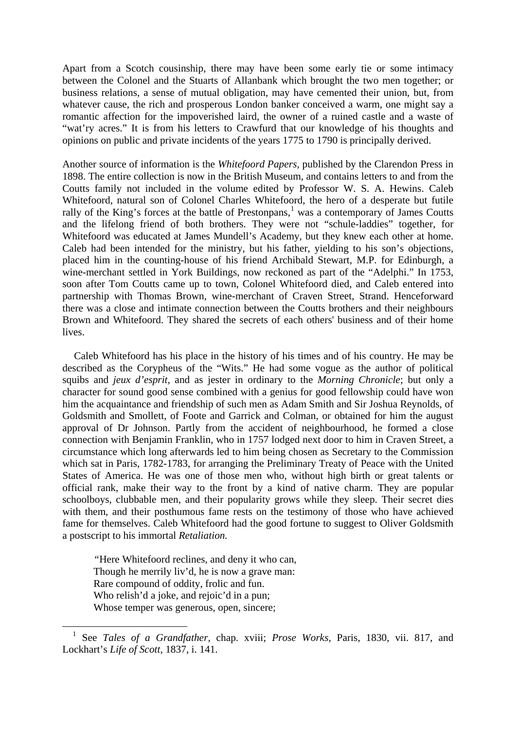Apart from a Scotch cousinship, there may have been some early tie or some intimacy between the Colonel and the Stuarts of Allanbank which brought the two men together; or business relations, a sense of mutual obligation, may have cemented their union, but, from whatever cause, the rich and prosperous London banker conceived a warm, one might say a romantic affection for the impoverished laird, the owner of a ruined castle and a waste of "wat'ry acres." It is from his letters to Crawfurd that our knowledge of his thoughts and opinions on public and private incidents of the years 1775 to 1790 is principally derived.

Another source of information is the *Whitefoord Papers,* published by the Clarendon Press in 1898. The entire collection is now in the British Museum, and contains letters to and from the Coutts family not included in the volume edited by Professor W. S. A. Hewins. Caleb Whitefoord, natural son of Colonel Charles Whitefoord, the hero of a desperate but futile rally of the King's forces at the battle of Prestonpans,[1] was a contemporary of James Coutts and the lifelong friend of both brothers. They were not "schule-laddies" together, for Whitefoord was educated at James Mundell's Academy, but they knew each other at home. Caleb had been intended for the ministry, but his father, yielding to his son's objections, placed him in the counting-house of his friend Archibald Stewart, M.P. for Edinburgh, a wine-merchant settled in York Buildings, now reckoned as part of the "Adelphi." In 1753, soon after Tom Coutts came up to town, Colonel Whitefoord died, and Caleb entered into partnership with Thomas Brown, wine-merchant of Craven Street, Strand. Henceforward there was a close and intimate connection between the Coutts brothers and their neighbours Brown and Whitefoord. They shared the secrets of each others' business and of their home lives.

Caleb Whitefoord has his place in the history of his times and of his country. He may be described as the Corypheus of the "Wits." He had some vogue as the author of political squibs and *jeux d'esprit,* and as jester in ordinary to the *Morning Chronicle*; but only a character for sound good sense combined with a genius for good fellowship could have won him the acquaintance and friendship of such men as Adam Smith and Sir Joshua Reynolds, of Goldsmith and Smollett, of Foote and Garrick and Colman, or obtained for him the august approval of Dr Johnson. Partly from the accident of neighbourhood, he formed a close connection with Benjamin Franklin, who in 1757 lodged next door to him in Craven Street, a circumstance which long afterwards led to him being chosen as Secretary to the Commission which sat in Paris, 1782-1783, for arranging the Preliminary Treaty of Peace with the United States of America. He was one of those men who, without high birth or great talents or official rank, make their way to the front by a kind of native charm. They are popular schoolboys, clubbable men, and their popularity grows while they sleep. Their secret dies with them, and their posthumous fame rests on the testimony of those who have achieved fame for themselves. Caleb Whitefoord had the good fortune to suggest to Oliver Goldsmith a postscript to his immortal *Retaliation.*

> "Here Whitefoord reclines, and deny it who can,
> Though he merrily liv'd, he is now a grave man:
> Rare compound of oddity, frolic and fun.
> Who relish'd a joke, and rejoic'd in a pun;
> Whose temper was generous, open, sincere;

[1] See *Tales of a Grandfather,* chap. xviii; *Prose Works,* Paris, 1830, vii. 817, and Lockhart's *Life of Scott,* 1837, i. 141.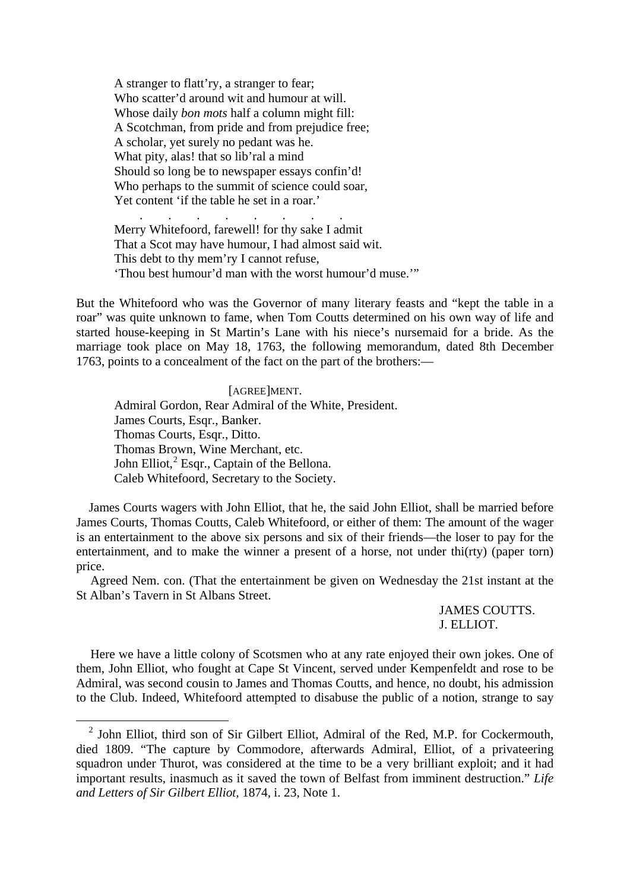> A stranger to flatt'ry, a stranger to fear;
> Who scatter'd around wit and humour at will.
> Whose daily *bon mots* half a column might fill:
> A Scotchman, from pride and from prejudice free;
> A scholar, yet surely no pedant was he.
> What pity, alas! that so lib'ral a mind
> Should so long be to newspaper essays confin'd!
> Who perhaps to the summit of science could soar,
> Yet content 'if the table he set in a roar.'
> . . . . . . . .
> Merry Whitefoord, farewell! for thy sake I admit
> That a Scot may have humour, I had almost said wit.
> This debt to thy mem'ry I cannot refuse,
> 'Thou best humour'd man with the worst humour'd muse.'"

But the Whitefoord who was the Governor of many literary feasts and "kept the table in a roar" was quite unknown to fame, when Tom Coutts determined on his own way of life and started house-keeping in St Martin's Lane with his niece's nursemaid for a bride. As the marriage took place on May 18, 1763, the following memorandum, dated 8th December 1763, points to a concealment of the fact on the part of the brothers:—

[AGREE]MENT.

Admiral Gordon, Rear Admiral of the White, President.
James Courts, Esqr., Banker.
Thomas Courts, Esqr., Ditto.
Thomas Brown, Wine Merchant, etc.
John Elliot,[2] Esqr., Captain of the Bellona.
Caleb Whitefoord, Secretary to the Society.

James Courts wagers with John Elliot, that he, the said John Elliot, shall be married before James Courts, Thomas Coutts, Caleb Whitefoord, or either of them: The amount of the wager is an entertainment to the above six persons and six of their friends—the loser to pay for the entertainment, and to make the winner a present of a horse, not under thi(rty) (paper torn) price.

Agreed Nem. con. (That the entertainment be given on Wednesday the 21st instant at the St Alban's Tavern in St Albans Street.

JAMES COUTTS.
J. ELLIOT.

Here we have a little colony of Scotsmen who at any rate enjoyed their own jokes. One of them, John Elliot, who fought at Cape St Vincent, served under Kempenfeldt and rose to be Admiral, was second cousin to James and Thomas Coutts, and hence, no doubt, his admission to the Club. Indeed, Whitefoord attempted to disabuse the public of a notion, strange to say

---

[2] John Elliot, third son of Sir Gilbert Elliot, Admiral of the Red, M.P. for Cockermouth, died 1809. "The capture by Commodore, afterwards Admiral, Elliot, of a privateering squadron under Thurot, was considered at the time to be a very brilliant exploit; and it had important results, inasmuch as it saved the town of Belfast from imminent destruction." *Life and Letters of Sir Gilbert Elliot,* 1874, i. 23, Note 1.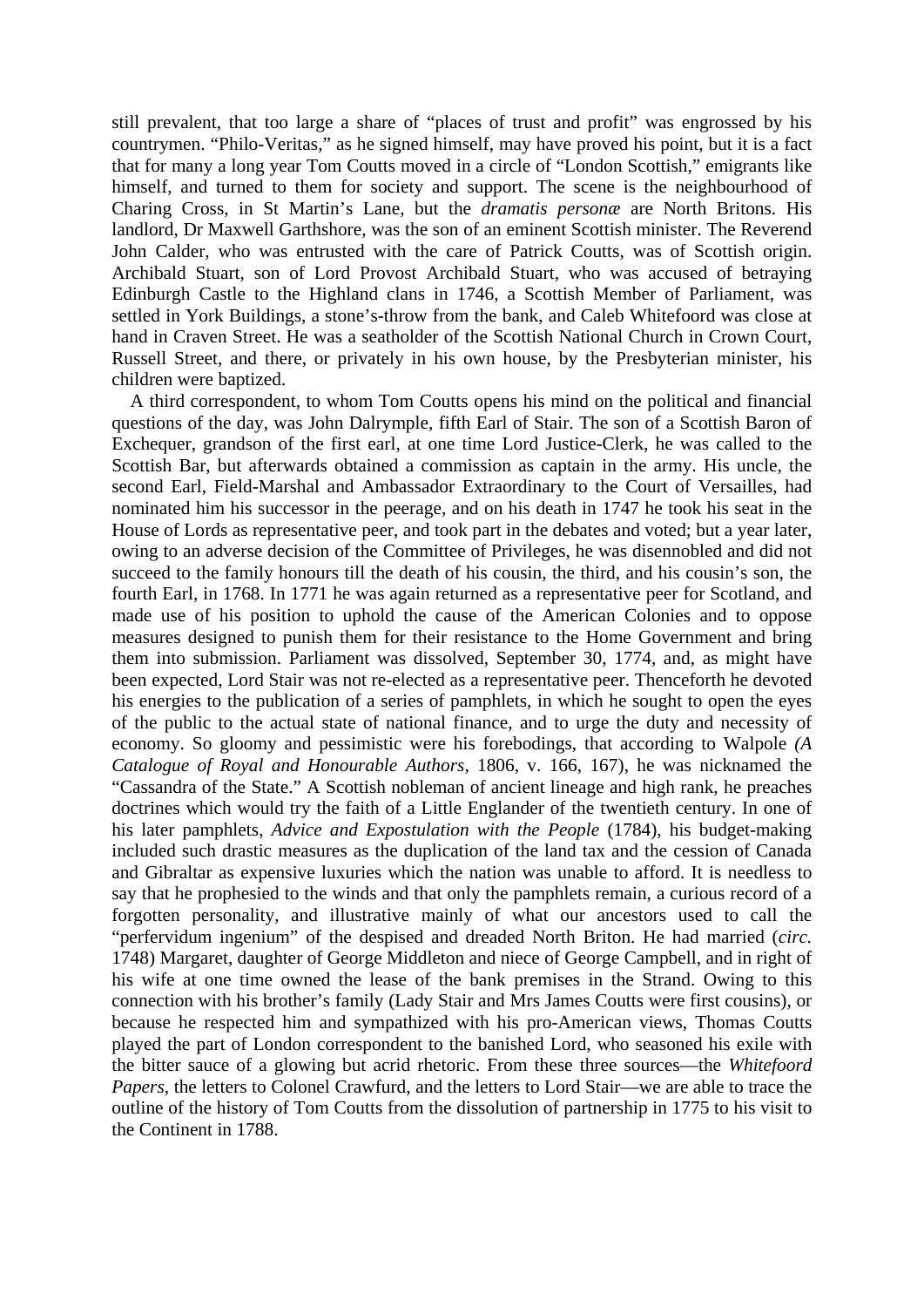still prevalent, that too large a share of “places of trust and profit” was engrossed by his countrymen. “Philo-Veritas,” as he signed himself, may have proved his point, but it is a fact that for many a long year Tom Coutts moved in a circle of “London Scottish,” emigrants like himself, and turned to them for society and support. The scene is the neighbourhood of Charing Cross, in St Martin’s Lane, but the *dramatis personæ* are North Britons. His landlord, Dr Maxwell Garthshore, was the son of an eminent Scottish minister. The Reverend John Calder, who was entrusted with the care of Patrick Coutts, was of Scottish origin. Archibald Stuart, son of Lord Provost Archibald Stuart, who was accused of betraying Edinburgh Castle to the Highland clans in 1746, a Scottish Member of Parliament, was settled in York Buildings, a stone’s-throw from the bank, and Caleb Whitefoord was close at hand in Craven Street. He was a seatholder of the Scottish National Church in Crown Court, Russell Street, and there, or privately in his own house, by the Presbyterian minister, his children were baptized.

A third correspondent, to whom Tom Coutts opens his mind on the political and financial questions of the day, was John Dalrymple, fifth Earl of Stair. The son of a Scottish Baron of Exchequer, grandson of the first earl, at one time Lord Justice-Clerk, he was called to the Scottish Bar, but afterwards obtained a commission as captain in the army. His uncle, the second Earl, Field-Marshal and Ambassador Extraordinary to the Court of Versailles, had nominated him his successor in the peerage, and on his death in 1747 he took his seat in the House of Lords as representative peer, and took part in the debates and voted; but a year later, owing to an adverse decision of the Committee of Privileges, he was disennobled and did not succeed to the family honours till the death of his cousin, the third, and his cousin’s son, the fourth Earl, in 1768. In 1771 he was again returned as a representative peer for Scotland, and made use of his position to uphold the cause of the American Colonies and to oppose measures designed to punish them for their resistance to the Home Government and bring them into submission. Parliament was dissolved, September 30, 1774, and, as might have been expected, Lord Stair was not re-elected as a representative peer. Thenceforth he devoted his energies to the publication of a series of pamphlets, in which he sought to open the eyes of the public to the actual state of national finance, and to urge the duty and necessity of economy. So gloomy and pessimistic were his forebodings, that according to Walpole *(A Catalogue of Royal and Honourable Authors*, 1806, v. 166, 167), he was nicknamed the “Cassandra of the State.” A Scottish nobleman of ancient lineage and high rank, he preaches doctrines which would try the faith of a Little Englander of the twentieth century. In one of his later pamphlets, *Advice and Expostulation with the People* (1784), his budget-making included such drastic measures as the duplication of the land tax and the cession of Canada and Gibraltar as expensive luxuries which the nation was unable to afford. It is needless to say that he prophesied to the winds and that only the pamphlets remain, a curious record of a forgotten personality, and illustrative mainly of what our ancestors used to call the “perfervidum ingenium” of the despised and dreaded North Briton. He had married (*circ.* 1748) Margaret, daughter of George Middleton and niece of George Campbell, and in right of his wife at one time owned the lease of the bank premises in the Strand. Owing to this connection with his brother’s family (Lady Stair and Mrs James Coutts were first cousins), or because he respected him and sympathized with his pro-American views, Thomas Coutts played the part of London correspondent to the banished Lord, who seasoned his exile with the bitter sauce of a glowing but acrid rhetoric. From these three sources—the *Whitefoord Papers*, the letters to Colonel Crawfurd, and the letters to Lord Stair—we are able to trace the outline of the history of Tom Coutts from the dissolution of partnership in 1775 to his visit to the Continent in 1788.